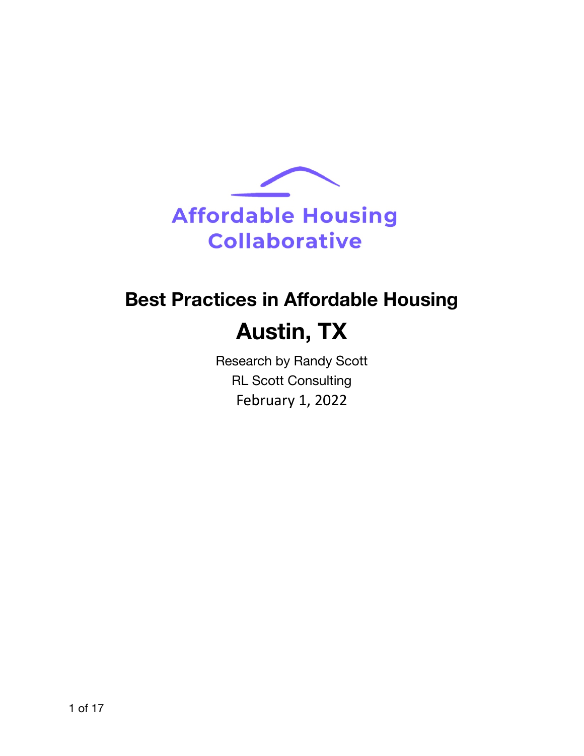Affordable Housing Collaborative

# Best Practices in Affordable Housing

## Austin, TX

Research by Randy Scott

RL Scott Consulting

February 1, 2022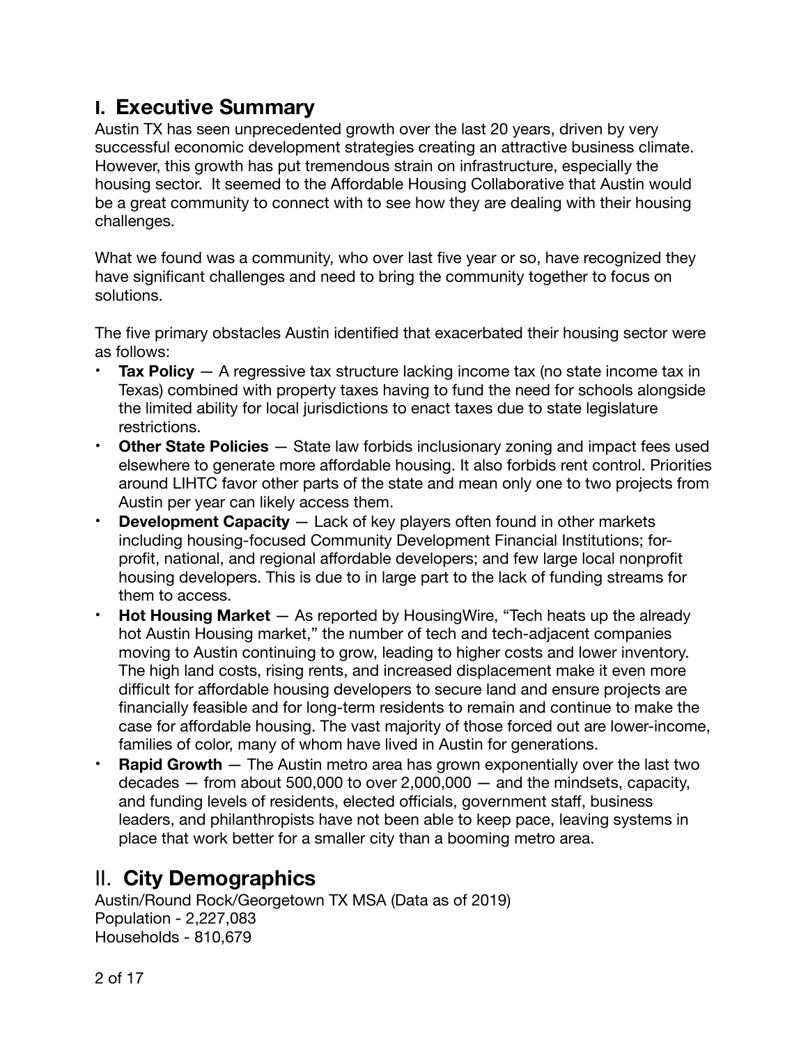## I. Executive Summary

Austin TX has seen unprecedented growth over the last 20 years, driven by very successful economic development strategies creating an attractive business climate. However, this growth has put tremendous strain on infrastructure, especially the housing sector. It seemed to the Affordable Housing Collaborative that Austin would be a great community to connect with to see how they are dealing with their housing challenges.

What we found was a community, who over last five year or so, have recognized they have significant challenges and need to bring the community together to focus on solutions.

The five primary obstacles Austin identified that exacerbated their housing sector were as follows:

- **Tax Policy** — A regressive tax structure lacking income tax (no state income tax in Texas) combined with property taxes having to fund the need for schools alongside the limited ability for local jurisdictions to enact taxes due to state legislature restrictions.
- **Other State Policies** — State law forbids inclusionary zoning and impact fees used elsewhere to generate more affordable housing. It also forbids rent control. Priorities around LIHTC favor other parts of the state and mean only one to two projects from Austin per year can likely access them.
- **Development Capacity** — Lack of key players often found in other markets including housing-focused Community Development Financial Institutions; for-profit, national, and regional affordable developers; and few large local nonprofit housing developers. This is due to in large part to the lack of funding streams for them to access.
- **Hot Housing Market** — As reported by HousingWire, "Tech heats up the already hot Austin Housing market," the number of tech and tech-adjacent companies moving to Austin continuing to grow, leading to higher costs and lower inventory. The high land costs, rising rents, and increased displacement make it even more difficult for affordable housing developers to secure land and ensure projects are financially feasible and for long-term residents to remain and continue to make the case for affordable housing. The vast majority of those forced out are lower-income, families of color, many of whom have lived in Austin for generations.
- **Rapid Growth** — The Austin metro area has grown exponentially over the last two decades — from about 500,000 to over 2,000,000 — and the mindsets, capacity, and funding levels of residents, elected officials, government staff, business leaders, and philanthropists have not been able to keep pace, leaving systems in place that work better for a smaller city than a booming metro area.

## II. City Demographics

Austin/Round Rock/Georgetown TX MSA (Data as of 2019)
Population - 2,227,083
Households - 810,679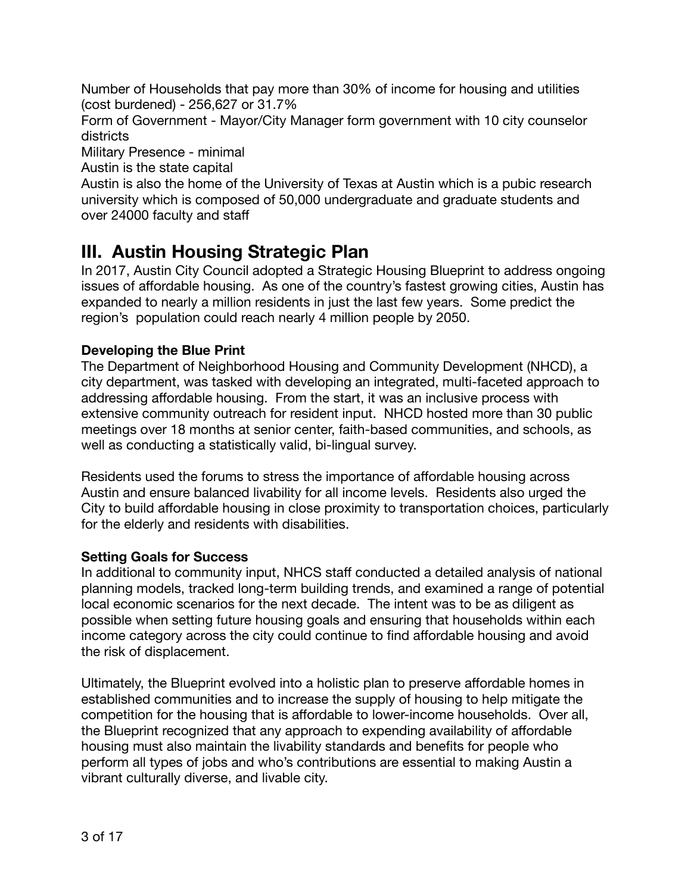Number of Households that pay more than 30% of income for housing and utilities (cost burdened) - 256,627 or 31.7%

Form of Government - Mayor/City Manager form government with 10 city counselor districts

Military Presence - minimal

Austin is the state capital

Austin is also the home of the University of Texas at Austin which is a pubic research university which is composed of 50,000 undergraduate and graduate students and over 24000 faculty and staff

## III. Austin Housing Strategic Plan

In 2017, Austin City Council adopted a Strategic Housing Blueprint to address ongoing issues of affordable housing. As one of the country's fastest growing cities, Austin has expanded to nearly a million residents in just the last few years. Some predict the region's population could reach nearly 4 million people by 2050.

**Developing the Blue Print**

The Department of Neighborhood Housing and Community Development (NHCD), a city department, was tasked with developing an integrated, multi-faceted approach to addressing affordable housing. From the start, it was an inclusive process with extensive community outreach for resident input. NHCD hosted more than 30 public meetings over 18 months at senior center, faith-based communities, and schools, as well as conducting a statistically valid, bi-lingual survey.

Residents used the forums to stress the importance of affordable housing across Austin and ensure balanced livability for all income levels. Residents also urged the City to build affordable housing in close proximity to transportation choices, particularly for the elderly and residents with disabilities.

**Setting Goals for Success**

In additional to community input, NHCS staff conducted a detailed analysis of national planning models, tracked long-term building trends, and examined a range of potential local economic scenarios for the next decade. The intent was to be as diligent as possible when setting future housing goals and ensuring that households within each income category across the city could continue to find affordable housing and avoid the risk of displacement.

Ultimately, the Blueprint evolved into a holistic plan to preserve affordable homes in established communities and to increase the supply of housing to help mitigate the competition for the housing that is affordable to lower-income households. Over all, the Blueprint recognized that any approach to expending availability of affordable housing must also maintain the livability standards and benefits for people who perform all types of jobs and who's contributions are essential to making Austin a vibrant culturally diverse, and livable city.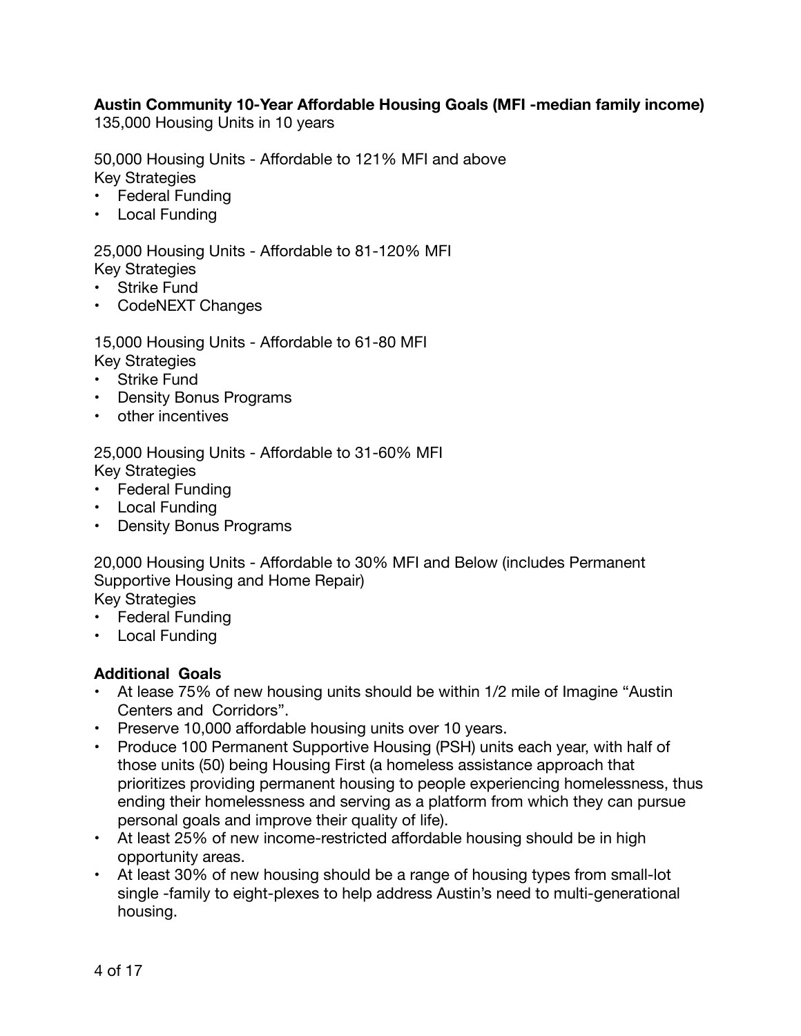**Austin Community 10-Year Affordable Housing Goals (MFI -median family income)**
135,000 Housing Units in 10 years

50,000 Housing Units - Affordable to 121% MFI and above
Key Strategies
- Federal Funding
- Local Funding

25,000 Housing Units - Affordable to 81-120% MFI
Key Strategies
- Strike Fund
- CodeNEXT Changes

15,000 Housing Units - Affordable to 61-80 MFI
Key Strategies
- Strike Fund
- Density Bonus Programs
- other incentives

25,000 Housing Units - Affordable to 31-60% MFI
Key Strategies
- Federal Funding
- Local Funding
- Density Bonus Programs

20,000 Housing Units - Affordable to 30% MFI and Below (includes Permanent Supportive Housing and Home Repair)
Key Strategies
- Federal Funding
- Local Funding

**Additional Goals**
- At lease 75% of new housing units should be within 1/2 mile of Imagine "Austin Centers and Corridors".
- Preserve 10,000 affordable housing units over 10 years.
- Produce 100 Permanent Supportive Housing (PSH) units each year, with half of those units (50) being Housing First (a homeless assistance approach that prioritizes providing permanent housing to people experiencing homelessness, thus ending their homelessness and serving as a platform from which they can pursue personal goals and improve their quality of life).
- At least 25% of new income-restricted affordable housing should be in high opportunity areas.
- At least 30% of new housing should be a range of housing types from small-lot single -family to eight-plexes to help address Austin's need to multi-generational housing.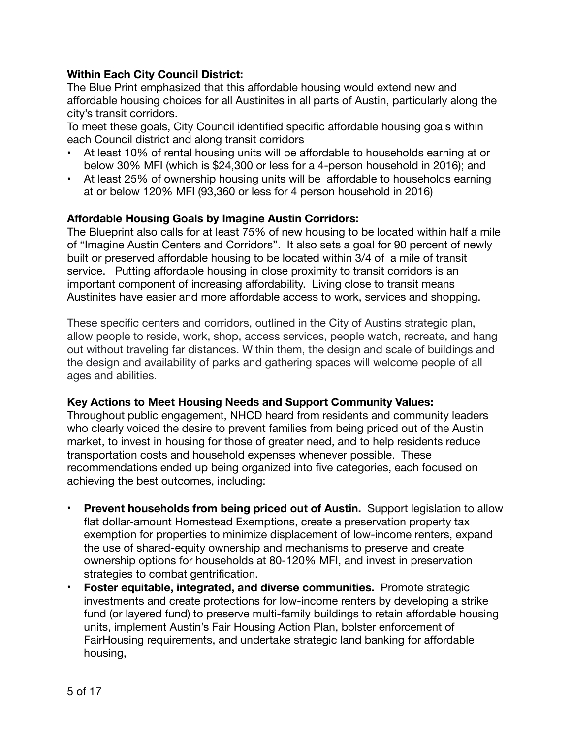**Within Each City Council District:**

The Blue Print emphasized that this affordable housing would extend new and affordable housing choices for all Austinites in all parts of Austin, particularly along the city's transit corridors.

To meet these goals, City Council identified specific affordable housing goals within each Council district and along transit corridors

- At least 10% of rental housing units will be affordable to households earning at or below 30% MFI (which is $24,300 or less for a 4-person household in 2016); and
- At least 25% of ownership housing units will be affordable to households earning at or below 120% MFI (93,360 or less for 4 person household in 2016)

**Affordable Housing Goals by Imagine Austin Corridors:**

The Blueprint also calls for at least 75% of new housing to be located within half a mile of "Imagine Austin Centers and Corridors". It also sets a goal for 90 percent of newly built or preserved affordable housing to be located within 3/4 of a mile of transit service. Putting affordable housing in close proximity to transit corridors is an important component of increasing affordability. Living close to transit means Austinites have easier and more affordable access to work, services and shopping.

These specific centers and corridors, outlined in the City of Austins strategic plan, allow people to reside, work, shop, access services, people watch, recreate, and hang out without traveling far distances. Within them, the design and scale of buildings and the design and availability of parks and gathering spaces will welcome people of all ages and abilities.

**Key Actions to Meet Housing Needs and Support Community Values:**

Throughout public engagement, NHCD heard from residents and community leaders who clearly voiced the desire to prevent families from being priced out of the Austin market, to invest in housing for those of greater need, and to help residents reduce transportation costs and household expenses whenever possible. These recommendations ended up being organized into five categories, each focused on achieving the best outcomes, including:

- **Prevent households from being priced out of Austin.** Support legislation to allow flat dollar-amount Homestead Exemptions, create a preservation property tax exemption for properties to minimize displacement of low-income renters, expand the use of shared-equity ownership and mechanisms to preserve and create ownership options for households at 80-120% MFI, and invest in preservation strategies to combat gentrification.
- **Foster equitable, integrated, and diverse communities.** Promote strategic investments and create protections for low-income renters by developing a strike fund (or layered fund) to preserve multi-family buildings to retain affordable housing units, implement Austin's Fair Housing Action Plan, bolster enforcement of FairHousing requirements, and undertake strategic land banking for affordable housing,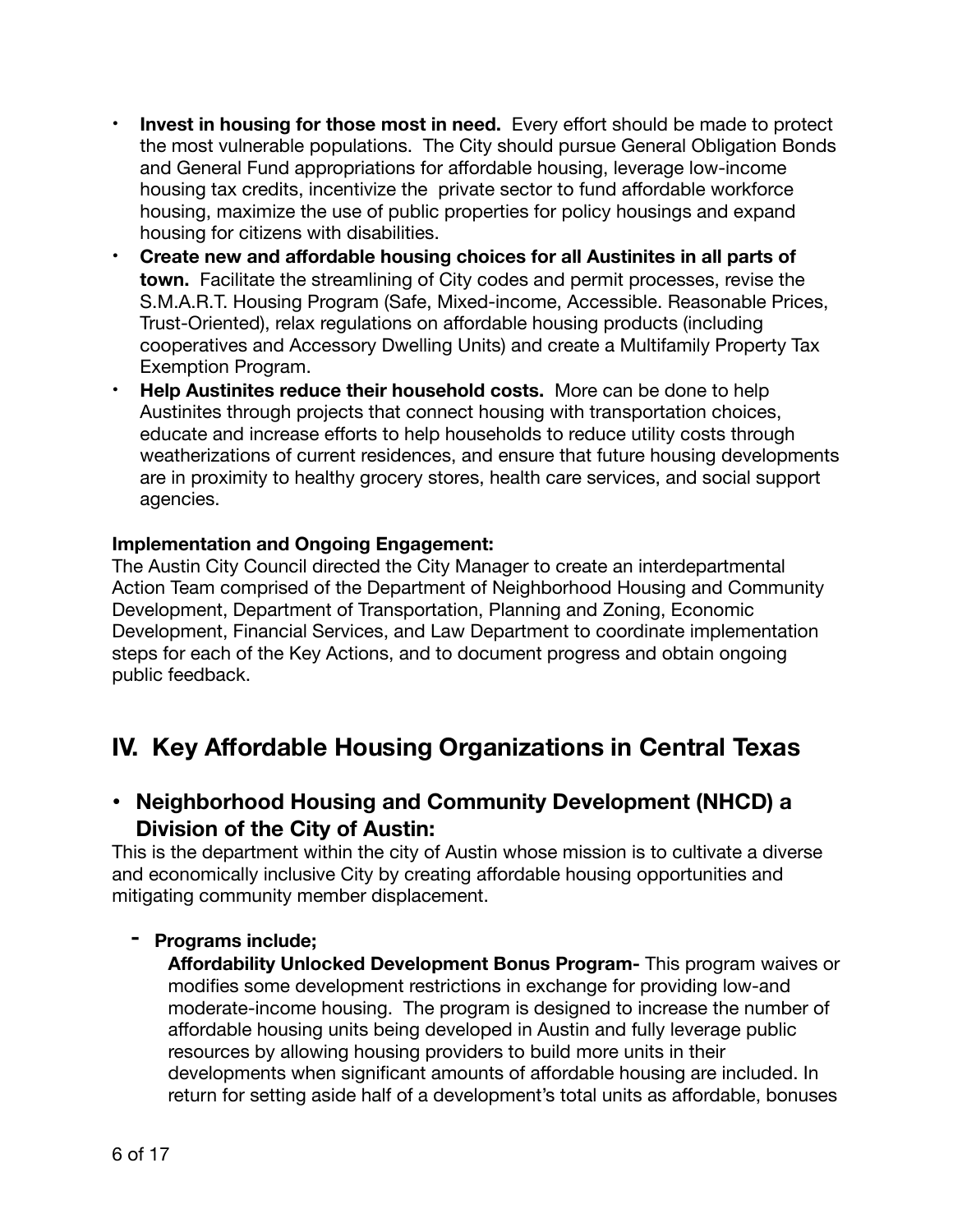- **Invest in housing for those most in need.** Every effort should be made to protect the most vulnerable populations. The City should pursue General Obligation Bonds and General Fund appropriations for affordable housing, leverage low-income housing tax credits, incentivize the private sector to fund affordable workforce housing, maximize the use of public properties for policy housings and expand housing for citizens with disabilities.
- **Create new and affordable housing choices for all Austinites in all parts of town.** Facilitate the streamlining of City codes and permit processes, revise the S.M.A.R.T. Housing Program (Safe, Mixed-income, Accessible. Reasonable Prices, Trust-Oriented), relax regulations on affordable housing products (including cooperatives and Accessory Dwelling Units) and create a Multifamily Property Tax Exemption Program.
- **Help Austinites reduce their household costs.** More can be done to help Austinites through projects that connect housing with transportation choices, educate and increase efforts to help households to reduce utility costs through weatherizations of current residences, and ensure that future housing developments are in proximity to healthy grocery stores, health care services, and social support agencies.

**Implementation and Ongoing Engagement:**
The Austin City Council directed the City Manager to create an interdepartmental Action Team comprised of the Department of Neighborhood Housing and Community Development, Department of Transportation, Planning and Zoning, Economic Development, Financial Services, and Law Department to coordinate implementation steps for each of the Key Actions, and to document progress and obtain ongoing public feedback.

## IV. Key Affordable Housing Organizations in Central Texas

### • Neighborhood Housing and Community Development (NHCD) a Division of the City of Austin:

This is the department within the city of Austin whose mission is to cultivate a diverse and economically inclusive City by creating affordable housing opportunities and mitigating community member displacement.

- **Programs include;**

  **Affordability Unlocked Development Bonus Program-** This program waives or modifies some development restrictions in exchange for providing low-and moderate-income housing. The program is designed to increase the number of affordable housing units being developed in Austin and fully leverage public resources by allowing housing providers to build more units in their developments when significant amounts of affordable housing are included. In return for setting aside half of a development's total units as affordable, bonuses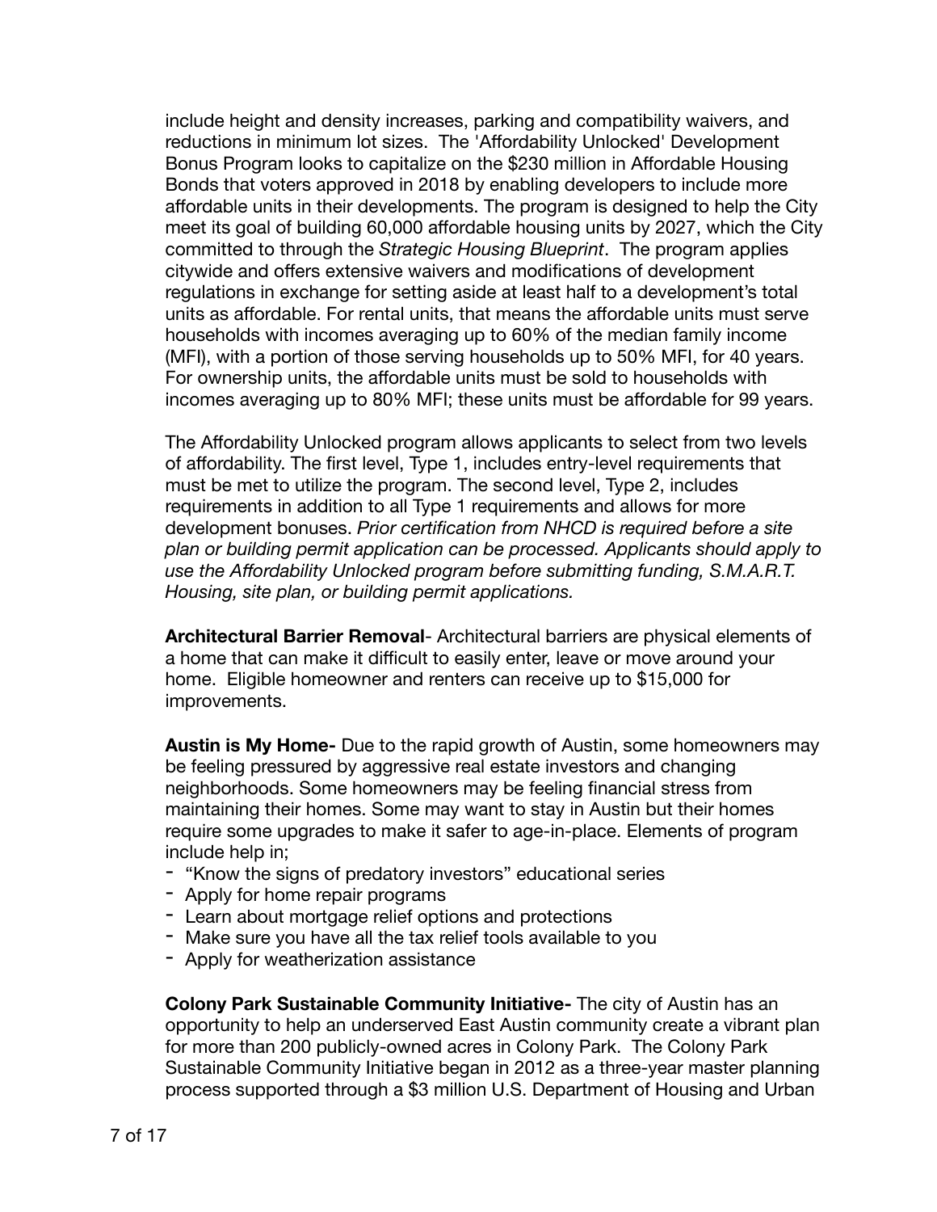include height and density increases, parking and compatibility waivers, and reductions in minimum lot sizes. The 'Affordability Unlocked' Development Bonus Program looks to capitalize on the $230 million in Affordable Housing Bonds that voters approved in 2018 by enabling developers to include more affordable units in their developments. The program is designed to help the City meet its goal of building 60,000 affordable housing units by 2027, which the City committed to through the *Strategic Housing Blueprint*. The program applies citywide and offers extensive waivers and modifications of development regulations in exchange for setting aside at least half to a development's total units as affordable. For rental units, that means the affordable units must serve households with incomes averaging up to 60% of the median family income (MFI), with a portion of those serving households up to 50% MFI, for 40 years. For ownership units, the affordable units must be sold to households with incomes averaging up to 80% MFI; these units must be affordable for 99 years.

The Affordability Unlocked program allows applicants to select from two levels of affordability. The first level, Type 1, includes entry-level requirements that must be met to utilize the program. The second level, Type 2, includes requirements in addition to all Type 1 requirements and allows for more development bonuses. *Prior certification from NHCD is required before a site plan or building permit application can be processed. Applicants should apply to use the Affordability Unlocked program before submitting funding, S.M.A.R.T. Housing, site plan, or building permit applications.*

**Architectural Barrier Removal**- Architectural barriers are physical elements of a home that can make it difficult to easily enter, leave or move around your home. Eligible homeowner and renters can receive up to $15,000 for improvements.

**Austin is My Home-** Due to the rapid growth of Austin, some homeowners may be feeling pressured by aggressive real estate investors and changing neighborhoods. Some homeowners may be feeling financial stress from maintaining their homes. Some may want to stay in Austin but their homes require some upgrades to make it safer to age-in-place. Elements of program include help in;

- "Know the signs of predatory investors" educational series
- Apply for home repair programs
- Learn about mortgage relief options and protections
- Make sure you have all the tax relief tools available to you
- Apply for weatherization assistance

**Colony Park Sustainable Community Initiative-** The city of Austin has an opportunity to help an underserved East Austin community create a vibrant plan for more than 200 publicly-owned acres in Colony Park. The Colony Park Sustainable Community Initiative began in 2012 as a three-year master planning process supported through a $3 million U.S. Department of Housing and Urban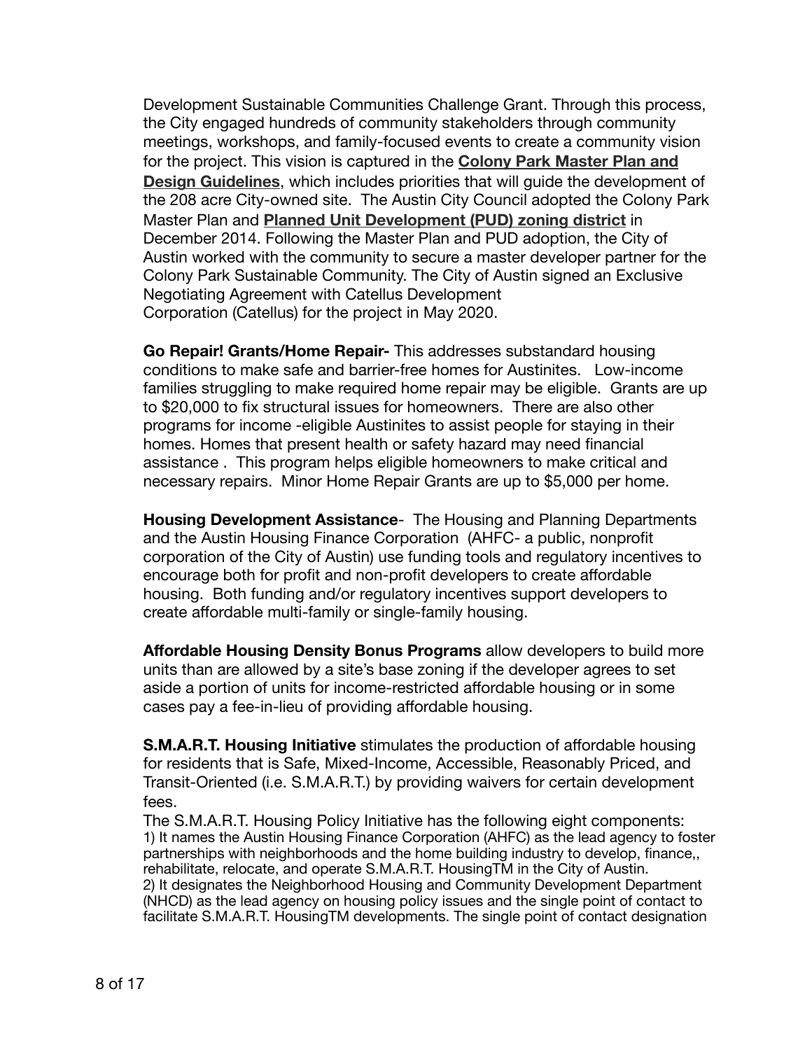Development Sustainable Communities Challenge Grant. Through this process, the City engaged hundreds of community stakeholders through community meetings, workshops, and family-focused events to create a community vision for the project. This vision is captured in the **Colony Park Master Plan and Design Guidelines**, which includes priorities that will guide the development of the 208 acre City-owned site. The Austin City Council adopted the Colony Park Master Plan and **Planned Unit Development (PUD) zoning district** in December 2014. Following the Master Plan and PUD adoption, the City of Austin worked with the community to secure a master developer partner for the Colony Park Sustainable Community. The City of Austin signed an Exclusive Negotiating Agreement with Catellus Development Corporation (Catellus) for the project in May 2020.

**Go Repair! Grants/Home Repair-** This addresses substandard housing conditions to make safe and barrier-free homes for Austinites. Low-income families struggling to make required home repair may be eligible. Grants are up to $20,000 to fix structural issues for homeowners. There are also other programs for income -eligible Austinites to assist people for staying in their homes. Homes that present health or safety hazard may need financial assistance . This program helps eligible homeowners to make critical and necessary repairs. Minor Home Repair Grants are up to $5,000 per home.

**Housing Development Assistance**- The Housing and Planning Departments and the Austin Housing Finance Corporation (AHFC- a public, nonprofit corporation of the City of Austin) use funding tools and regulatory incentives to encourage both for profit and non-profit developers to create affordable housing. Both funding and/or regulatory incentives support developers to create affordable multi-family or single-family housing.

**Affordable Housing Density Bonus Programs** allow developers to build more units than are allowed by a site's base zoning if the developer agrees to set aside a portion of units for income-restricted affordable housing or in some cases pay a fee-in-lieu of providing affordable housing.

**S.M.A.R.T. Housing Initiative** stimulates the production of affordable housing for residents that is Safe, Mixed-Income, Accessible, Reasonably Priced, and Transit-Oriented (i.e. S.M.A.R.T.) by providing waivers for certain development fees.

The S.M.A.R.T. Housing Policy Initiative has the following eight components:

1) It names the Austin Housing Finance Corporation (AHFC) as the lead agency to foster partnerships with neighborhoods and the home building industry to develop, finance,, rehabilitate, relocate, and operate S.M.A.R.T. HousingTM in the City of Austin.

2) It designates the Neighborhood Housing and Community Development Department (NHCD) as the lead agency on housing policy issues and the single point of contact to facilitate S.M.A.R.T. HousingTM developments. The single point of contact designation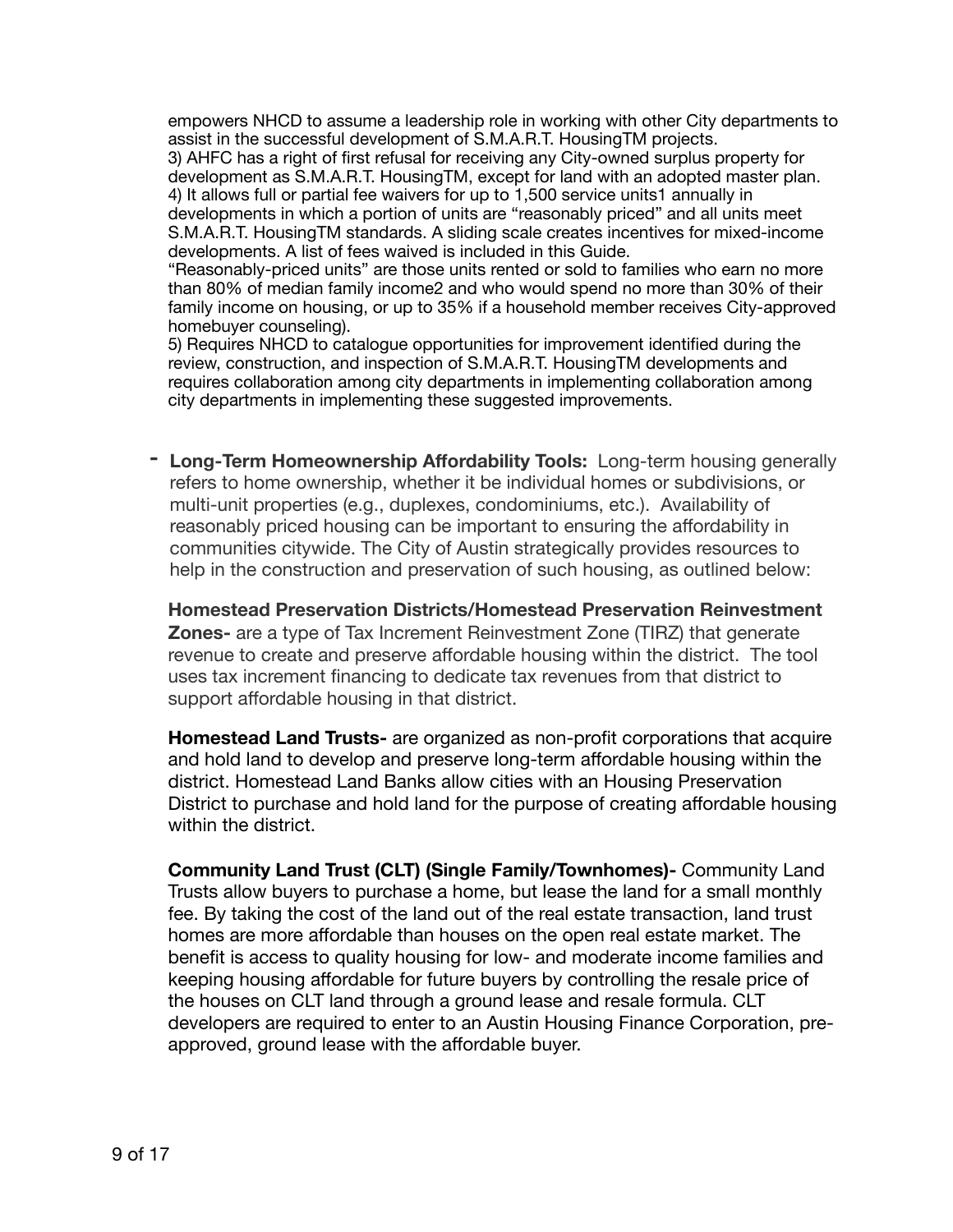empowers NHCD to assume a leadership role in working with other City departments to assist in the successful development of S.M.A.R.T. HousingTM projects.
3) AHFC has a right of first refusal for receiving any City-owned surplus property for development as S.M.A.R.T. HousingTM, except for land with an adopted master plan.
4) It allows full or partial fee waivers for up to 1,500 service units1 annually in developments in which a portion of units are "reasonably priced" and all units meet S.M.A.R.T. HousingTM standards. A sliding scale creates incentives for mixed-income developments. A list of fees waived is included in this Guide.
"Reasonably-priced units" are those units rented or sold to families who earn no more than 80% of median family income2 and who would spend no more than 30% of their family income on housing, or up to 35% if a household member receives City-approved homebuyer counseling).
5) Requires NHCD to catalogue opportunities for improvement identified during the review, construction, and inspection of S.M.A.R.T. HousingTM developments and requires collaboration among city departments in implementing collaboration among city departments in implementing these suggested improvements.

- **Long-Term Homeownership Affordability Tools:** Long-term housing generally refers to home ownership, whether it be individual homes or subdivisions, or multi-unit properties (e.g., duplexes, condominiums, etc.). Availability of reasonably priced housing can be important to ensuring the affordability in communities citywide. The City of Austin strategically provides resources to help in the construction and preservation of such housing, as outlined below:

  **Homestead Preservation Districts/Homestead Preservation Reinvestment Zones-** are a type of Tax Increment Reinvestment Zone (TIRZ) that generate revenue to create and preserve affordable housing within the district. The tool uses tax increment financing to dedicate tax revenues from that district to support affordable housing in that district.

  **Homestead Land Trusts-** are organized as non-profit corporations that acquire and hold land to develop and preserve long-term affordable housing within the district. Homestead Land Banks allow cities with an Housing Preservation District to purchase and hold land for the purpose of creating affordable housing within the district.

  **Community Land Trust (CLT) (Single Family/Townhomes)-** Community Land Trusts allow buyers to purchase a home, but lease the land for a small monthly fee. By taking the cost of the land out of the real estate transaction, land trust homes are more affordable than houses on the open real estate market. The benefit is access to quality housing for low- and moderate income families and keeping housing affordable for future buyers by controlling the resale price of the houses on CLT land through a ground lease and resale formula. CLT developers are required to enter to an Austin Housing Finance Corporation, pre-approved, ground lease with the affordable buyer.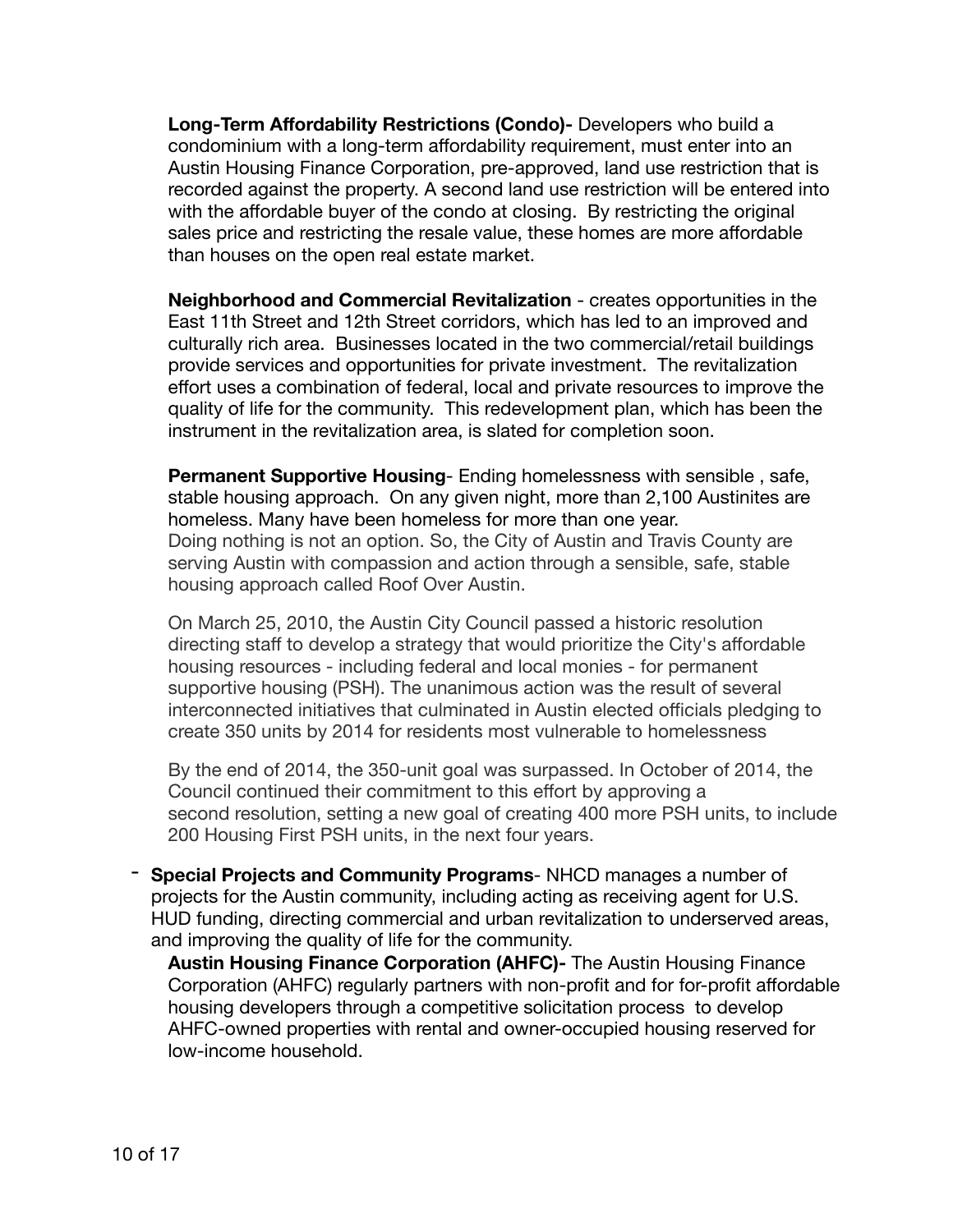**Long-Term Affordability Restrictions (Condo)-** Developers who build a condominium with a long-term affordability requirement, must enter into an Austin Housing Finance Corporation, pre-approved, land use restriction that is recorded against the property. A second land use restriction will be entered into with the affordable buyer of the condo at closing. By restricting the original sales price and restricting the resale value, these homes are more affordable than houses on the open real estate market.

**Neighborhood and Commercial Revitalization** - creates opportunities in the East 11th Street and 12th Street corridors, which has led to an improved and culturally rich area. Businesses located in the two commercial/retail buildings provide services and opportunities for private investment. The revitalization effort uses a combination of federal, local and private resources to improve the quality of life for the community. This redevelopment plan, which has been the instrument in the revitalization area, is slated for completion soon.

**Permanent Supportive Housing**- Ending homelessness with sensible , safe, stable housing approach. On any given night, more than 2,100 Austinites are homeless. Many have been homeless for more than one year.
Doing nothing is not an option. So, the City of Austin and Travis County are serving Austin with compassion and action through a sensible, safe, stable housing approach called Roof Over Austin.

On March 25, 2010, the Austin City Council passed a historic resolution directing staff to develop a strategy that would prioritize the City's affordable housing resources - including federal and local monies - for permanent supportive housing (PSH). The unanimous action was the result of several interconnected initiatives that culminated in Austin elected officials pledging to create 350 units by 2014 for residents most vulnerable to homelessness

By the end of 2014, the 350-unit goal was surpassed. In October of 2014, the Council continued their commitment to this effort by approving a second resolution, setting a new goal of creating 400 more PSH units, to include 200 Housing First PSH units, in the next four years.

- **Special Projects and Community Programs**- NHCD manages a number of projects for the Austin community, including acting as receiving agent for U.S. HUD funding, directing commercial and urban revitalization to underserved areas, and improving the quality of life for the community.

  **Austin Housing Finance Corporation (AHFC)-** The Austin Housing Finance Corporation (AHFC) regularly partners with non-profit and for for-profit affordable housing developers through a competitive solicitation process to develop AHFC-owned properties with rental and owner-occupied housing reserved for low-income household.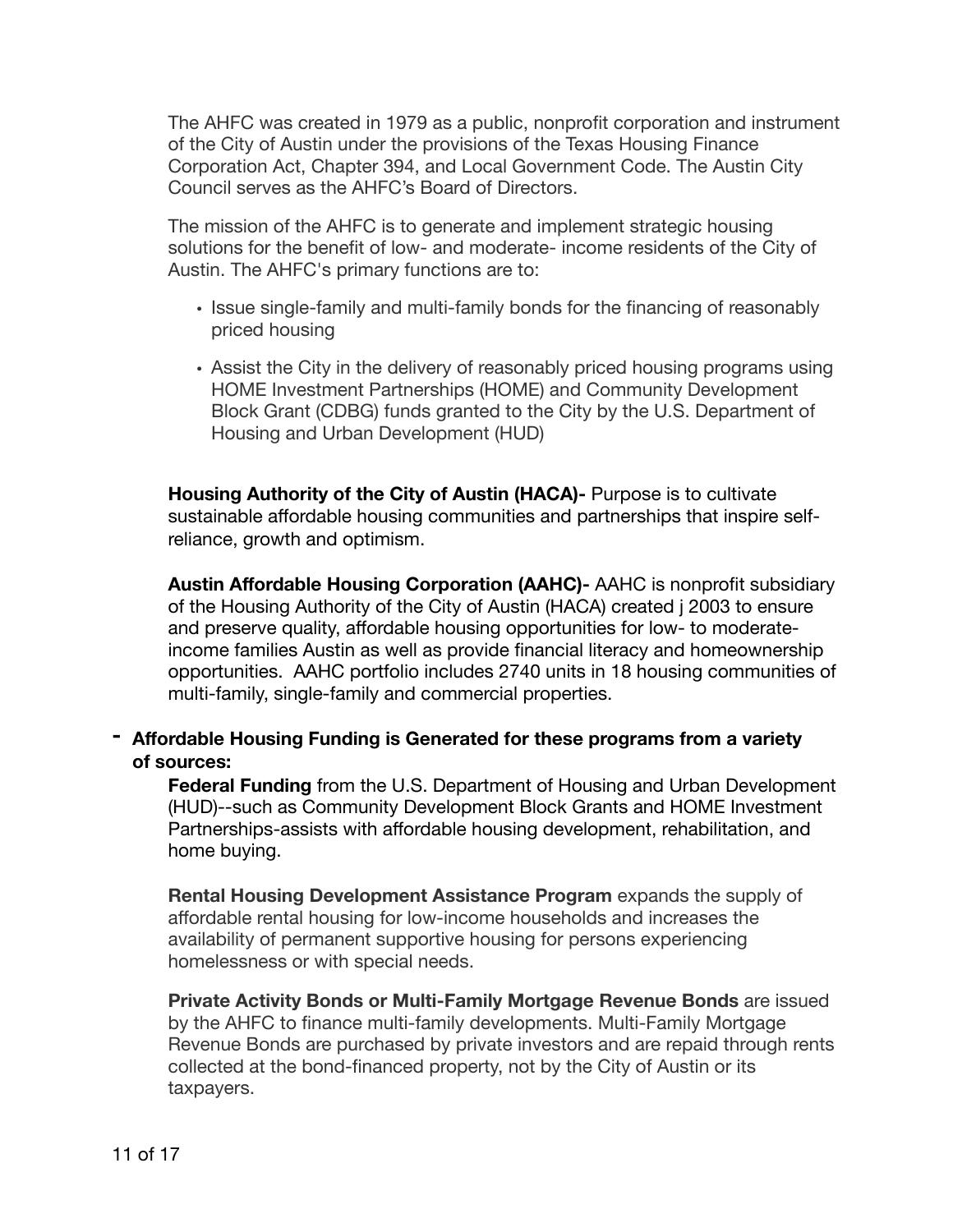The AHFC was created in 1979 as a public, nonprofit corporation and instrument of the City of Austin under the provisions of the Texas Housing Finance Corporation Act, Chapter 394, and Local Government Code. The Austin City Council serves as the AHFC's Board of Directors.

The mission of the AHFC is to generate and implement strategic housing solutions for the benefit of low- and moderate- income residents of the City of Austin. The AHFC's primary functions are to:

- Issue single-family and multi-family bonds for the financing of reasonably priced housing
- Assist the City in the delivery of reasonably priced housing programs using HOME Investment Partnerships (HOME) and Community Development Block Grant (CDBG) funds granted to the City by the U.S. Department of Housing and Urban Development (HUD)

**Housing Authority of the City of Austin (HACA)-** Purpose is to cultivate sustainable affordable housing communities and partnerships that inspire self-reliance, growth and optimism.

**Austin Affordable Housing Corporation (AAHC)-** AAHC is nonprofit subsidiary of the Housing Authority of the City of Austin (HACA) created j 2003 to ensure and preserve quality, affordable housing opportunities for low- to moderate-income families Austin as well as provide financial literacy and homeownership opportunities. AAHC portfolio includes 2740 units in 18 housing communities of multi-family, single-family and commercial properties.

- **Affordable Housing Funding is Generated for these programs from a variety of sources:**

  **Federal Funding** from the U.S. Department of Housing and Urban Development (HUD)--such as Community Development Block Grants and HOME Investment Partnerships-assists with affordable housing development, rehabilitation, and home buying.

  **Rental Housing Development Assistance Program** expands the supply of affordable rental housing for low-income households and increases the availability of permanent supportive housing for persons experiencing homelessness or with special needs.

  **Private Activity Bonds or Multi-Family Mortgage Revenue Bonds** are issued by the AHFC to finance multi-family developments. Multi-Family Mortgage Revenue Bonds are purchased by private investors and are repaid through rents collected at the bond-financed property, not by the City of Austin or its taxpayers.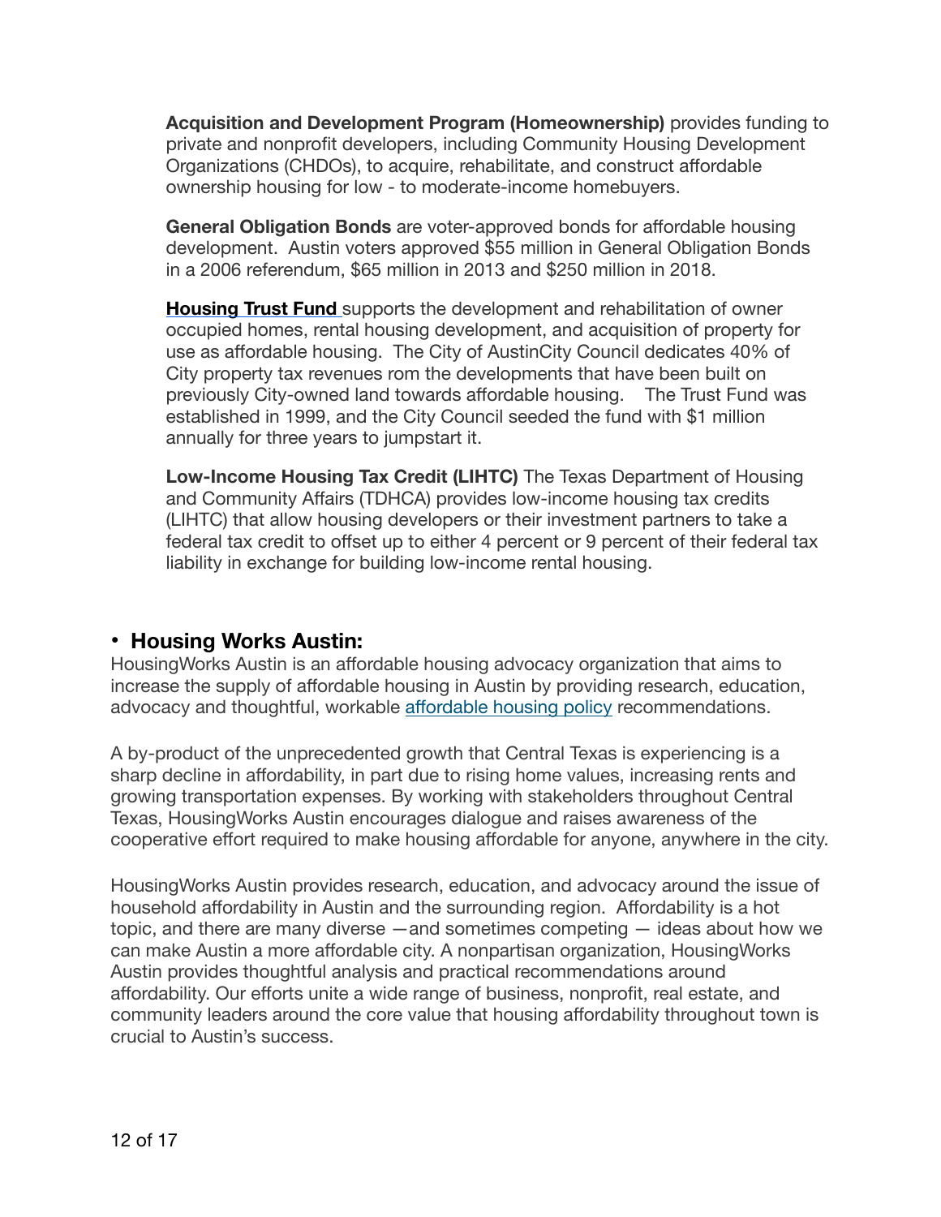**Acquisition and Development Program (Homeownership)** provides funding to private and nonprofit developers, including Community Housing Development Organizations (CHDOs), to acquire, rehabilitate, and construct affordable ownership housing for low - to moderate-income homebuyers.

**General Obligation Bonds** are voter-approved bonds for affordable housing development. Austin voters approved $55 million in General Obligation Bonds in a 2006 referendum, $65 million in 2013 and $250 million in 2018.

**Housing Trust Fund** supports the development and rehabilitation of owner occupied homes, rental housing development, and acquisition of property for use as affordable housing. The City of AustinCity Council dedicates 40% of City property tax revenues rom the developments that have been built on previously City-owned land towards affordable housing. The Trust Fund was established in 1999, and the City Council seeded the fund with $1 million annually for three years to jumpstart it.

**Low-Income Housing Tax Credit (LIHTC)** The Texas Department of Housing and Community Affairs (TDHCA) provides low-income housing tax credits (LIHTC) that allow housing developers or their investment partners to take a federal tax credit to offset up to either 4 percent or 9 percent of their federal tax liability in exchange for building low-income rental housing.

- **Housing Works Austin:**

HousingWorks Austin is an affordable housing advocacy organization that aims to increase the supply of affordable housing in Austin by providing research, education, advocacy and thoughtful, workable affordable housing policy recommendations.

A by-product of the unprecedented growth that Central Texas is experiencing is a sharp decline in affordability, in part due to rising home values, increasing rents and growing transportation expenses. By working with stakeholders throughout Central Texas, HousingWorks Austin encourages dialogue and raises awareness of the cooperative effort required to make housing affordable for anyone, anywhere in the city.

HousingWorks Austin provides research, education, and advocacy around the issue of household affordability in Austin and the surrounding region. Affordability is a hot topic, and there are many diverse —and sometimes competing — ideas about how we can make Austin a more affordable city. A nonpartisan organization, HousingWorks Austin provides thoughtful analysis and practical recommendations around affordability. Our efforts unite a wide range of business, nonprofit, real estate, and community leaders around the core value that housing affordability throughout town is crucial to Austin's success.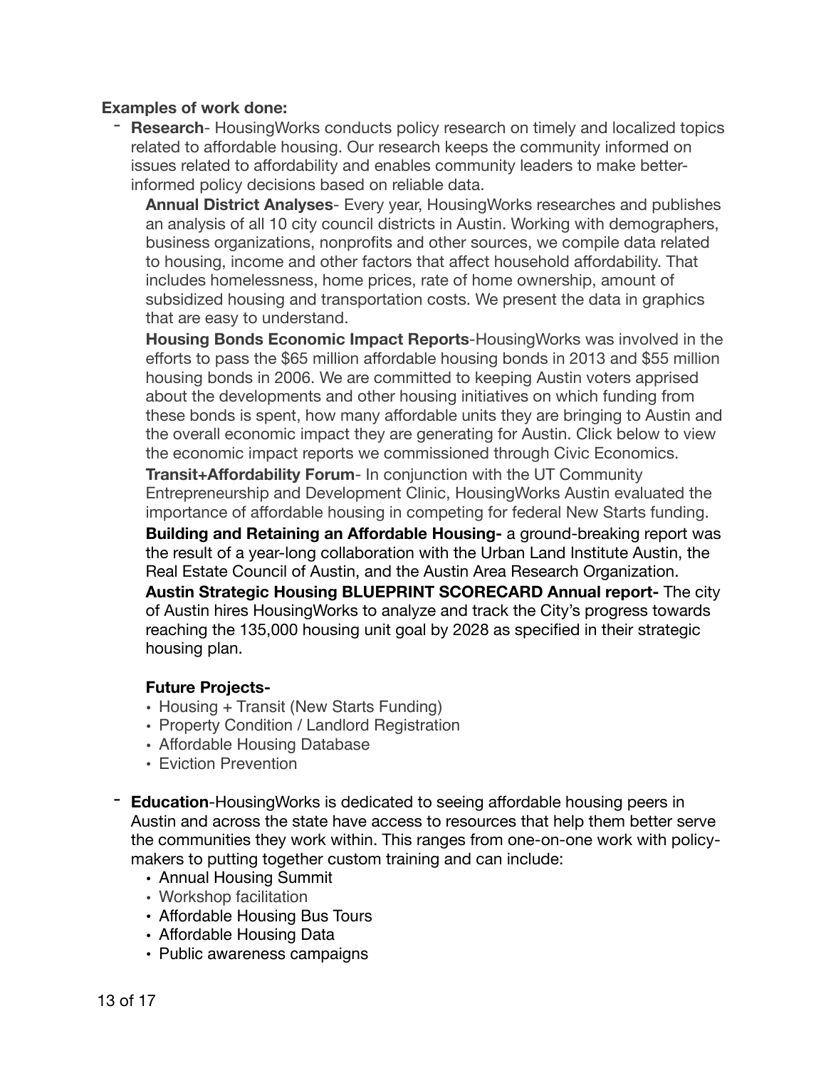**Examples of work done:**

- **Research**- HousingWorks conducts policy research on timely and localized topics related to affordable housing. Our research keeps the community informed on issues related to affordability and enables community leaders to make better-informed policy decisions based on reliable data.

  **Annual District Analyses**- Every year, HousingWorks researches and publishes an analysis of all 10 city council districts in Austin. Working with demographers, business organizations, nonprofits and other sources, we compile data related to housing, income and other factors that affect household affordability. That includes homelessness, home prices, rate of home ownership, amount of subsidized housing and transportation costs. We present the data in graphics that are easy to understand.

  **Housing Bonds Economic Impact Reports**-HousingWorks was involved in the efforts to pass the $65 million affordable housing bonds in 2013 and $55 million housing bonds in 2006. We are committed to keeping Austin voters apprised about the developments and other housing initiatives on which funding from these bonds is spent, how many affordable units they are bringing to Austin and the overall economic impact they are generating for Austin. Click below to view the economic impact reports we commissioned through Civic Economics.

  **Transit+Affordability Forum**- In conjunction with the UT Community Entrepreneurship and Development Clinic, HousingWorks Austin evaluated the importance of affordable housing in competing for federal New Starts funding.

  **Building and Retaining an Affordable Housing-** a ground-breaking report was the result of a year-long collaboration with the Urban Land Institute Austin, the Real Estate Council of Austin, and the Austin Area Research Organization.

  **Austin Strategic Housing BLUEPRINT SCORECARD Annual report-** The city of Austin hires HousingWorks to analyze and track the City's progress towards reaching the 135,000 housing unit goal by 2028 as specified in their strategic housing plan.

  **Future Projects-**

  - Housing + Transit (New Starts Funding)
  - Property Condition / Landlord Registration
  - Affordable Housing Database
  - Eviction Prevention

- **Education**-HousingWorks is dedicated to seeing affordable housing peers in Austin and across the state have access to resources that help them better serve the communities they work within. This ranges from one-on-one work with policy-makers to putting together custom training and can include:
  - Annual Housing Summit
  - Workshop facilitation
  - Affordable Housing Bus Tours
  - Affordable Housing Data
  - Public awareness campaigns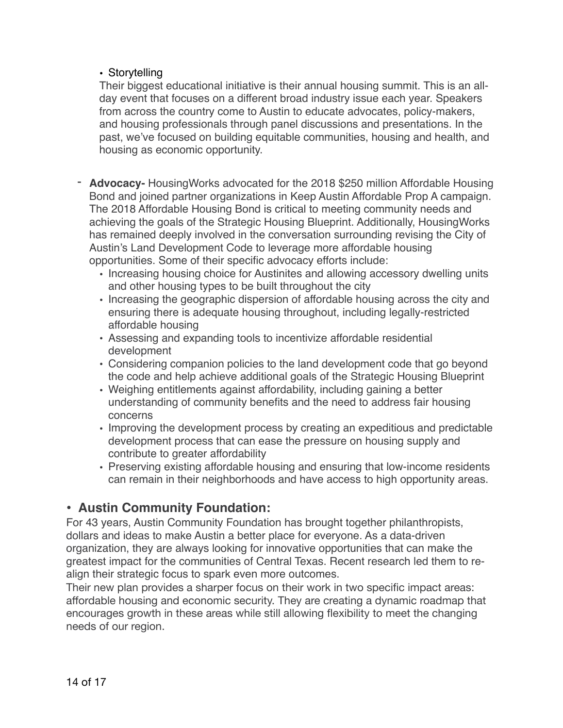- Storytelling

  Their biggest educational initiative is their annual housing summit. This is an all-day event that focuses on a different broad industry issue each year. Speakers from across the country come to Austin to educate advocates, policy-makers, and housing professionals through panel discussions and presentations. In the past, we've focused on building equitable communities, housing and health, and housing as economic opportunity.

- **Advocacy-** HousingWorks advocated for the 2018 $250 million Affordable Housing Bond and joined partner organizations in Keep Austin Affordable Prop A campaign. The 2018 Affordable Housing Bond is critical to meeting community needs and achieving the goals of the Strategic Housing Blueprint. Additionally, HousingWorks has remained deeply involved in the conversation surrounding revising the City of Austin's Land Development Code to leverage more affordable housing opportunities. Some of their specific advocacy efforts include:
  - Increasing housing choice for Austinites and allowing accessory dwelling units and other housing types to be built throughout the city
  - Increasing the geographic dispersion of affordable housing across the city and ensuring there is adequate housing throughout, including legally-restricted affordable housing
  - Assessing and expanding tools to incentivize affordable residential development
  - Considering companion policies to the land development code that go beyond the code and help achieve additional goals of the Strategic Housing Blueprint
  - Weighing entitlements against affordability, including gaining a better understanding of community benefits and the need to address fair housing concerns
  - Improving the development process by creating an expeditious and predictable development process that can ease the pressure on housing supply and contribute to greater affordability
  - Preserving existing affordable housing and ensuring that low-income residents can remain in their neighborhoods and have access to high opportunity areas.

## • Austin Community Foundation:

For 43 years, Austin Community Foundation has brought together philanthropists, dollars and ideas to make Austin a better place for everyone. As a data-driven organization, they are always looking for innovative opportunities that can make the greatest impact for the communities of Central Texas. Recent research led them to re-align their strategic focus to spark even more outcomes.

Their new plan provides a sharper focus on their work in two specific impact areas: affordable housing and economic security. They are creating a dynamic roadmap that encourages growth in these areas while still allowing flexibility to meet the changing needs of our region.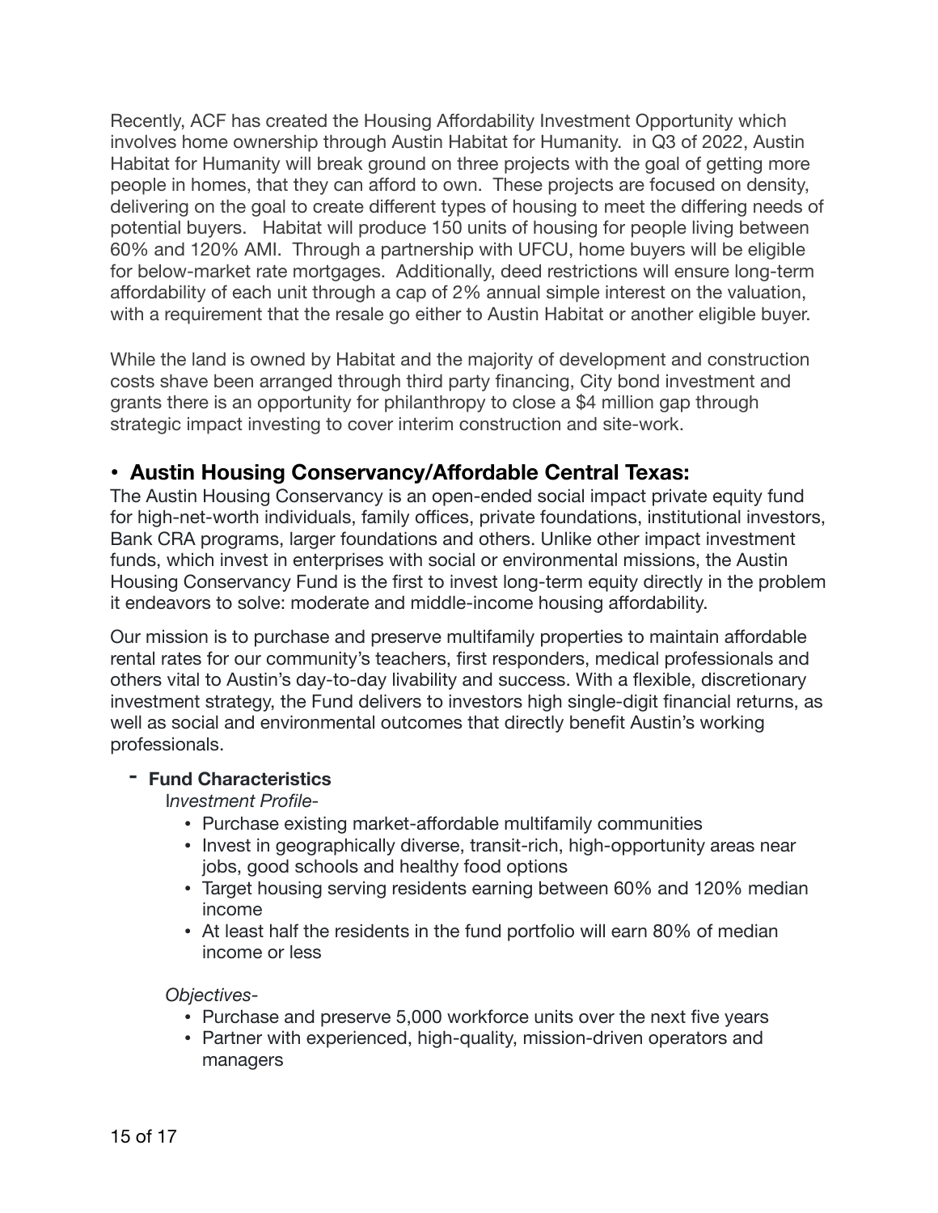Recently, ACF has created the Housing Affordability Investment Opportunity which involves home ownership through Austin Habitat for Humanity.  in Q3 of 2022, Austin Habitat for Humanity will break ground on three projects with the goal of getting more people in homes, that they can afford to own.  These projects are focused on density, delivering on the goal to create different types of housing to meet the differing needs of potential buyers.   Habitat will produce 150 units of housing for people living between 60% and 120% AMI.  Through a partnership with UFCU, home buyers will be eligible for below-market rate mortgages.  Additionally, deed restrictions will ensure long-term affordability of each unit through a cap of 2% annual simple interest on the valuation, with a requirement that the resale go either to Austin Habitat or another eligible buyer.

While the land is owned by Habitat and the majority of development and construction costs shave been arranged through third party financing, City bond investment and grants there is an opportunity for philanthropy to close a $4 million gap through strategic impact investing to cover interim construction and site-work.

- **Austin Housing Conservancy/Affordable Central Texas:**

The Austin Housing Conservancy is an open-ended social impact private equity fund for high-net-worth individuals, family offices, private foundations, institutional investors, Bank CRA programs, larger foundations and others. Unlike other impact investment funds, which invest in enterprises with social or environmental missions, the Austin Housing Conservancy Fund is the first to invest long-term equity directly in the problem it endeavors to solve: moderate and middle-income housing affordability.

Our mission is to purchase and preserve multifamily properties to maintain affordable rental rates for our community's teachers, first responders, medical professionals and others vital to Austin's day-to-day livability and success. With a flexible, discretionary investment strategy, the Fund delivers to investors high single-digit financial returns, as well as social and environmental outcomes that directly benefit Austin's working professionals.

- **Fund Characteristics**

  I*nvestment Profile-*

  - Purchase existing market-affordable multifamily communities
  - Invest in geographically diverse, transit-rich, high-opportunity areas near jobs, good schools and healthy food options
  - Target housing serving residents earning between 60% and 120% median income
  - At least half the residents in the fund portfolio will earn 80% of median income or less

  *Objectives-*

  - Purchase and preserve 5,000 workforce units over the next five years
  - Partner with experienced, high-quality, mission-driven operators and managers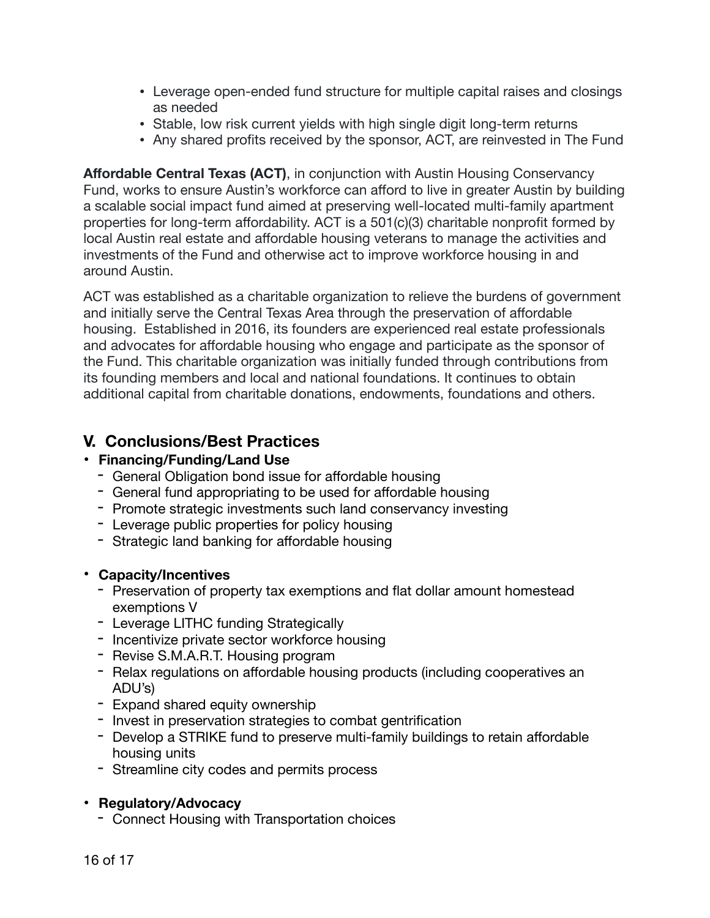- Leverage open-ended fund structure for multiple capital raises and closings as needed
- Stable, low risk current yields with high single digit long-term returns
- Any shared profits received by the sponsor, ACT, are reinvested in The Fund

**Affordable Central Texas (ACT)**, in conjunction with Austin Housing Conservancy Fund, works to ensure Austin's workforce can afford to live in greater Austin by building a scalable social impact fund aimed at preserving well-located multi-family apartment properties for long-term affordability. ACT is a 501(c)(3) charitable nonprofit formed by local Austin real estate and affordable housing veterans to manage the activities and investments of the Fund and otherwise act to improve workforce housing in and around Austin.

ACT was established as a charitable organization to relieve the burdens of government and initially serve the Central Texas Area through the preservation of affordable housing. Established in 2016, its founders are experienced real estate professionals and advocates for affordable housing who engage and participate as the sponsor of the Fund. This charitable organization was initially funded through contributions from its founding members and local and national foundations. It continues to obtain additional capital from charitable donations, endowments, foundations and others.

## V. Conclusions/Best Practices

- **Financing/Funding/Land Use**
  - General Obligation bond issue for affordable housing
  - General fund appropriating to be used for affordable housing
  - Promote strategic investments such land conservancy investing
  - Leverage public properties for policy housing
  - Strategic land banking for affordable housing

- **Capacity/Incentives**
  - Preservation of property tax exemptions and flat dollar amount homestead exemptions V
  - Leverage LITHC funding Strategically
  - Incentivize private sector workforce housing
  - Revise S.M.A.R.T. Housing program
  - Relax regulations on affordable housing products (including cooperatives an ADU's)
  - Expand shared equity ownership
  - Invest in preservation strategies to combat gentrification
  - Develop a STRIKE fund to preserve multi-family buildings to retain affordable housing units
  - Streamline city codes and permits process

- **Regulatory/Advocacy**
  - Connect Housing with Transportation choices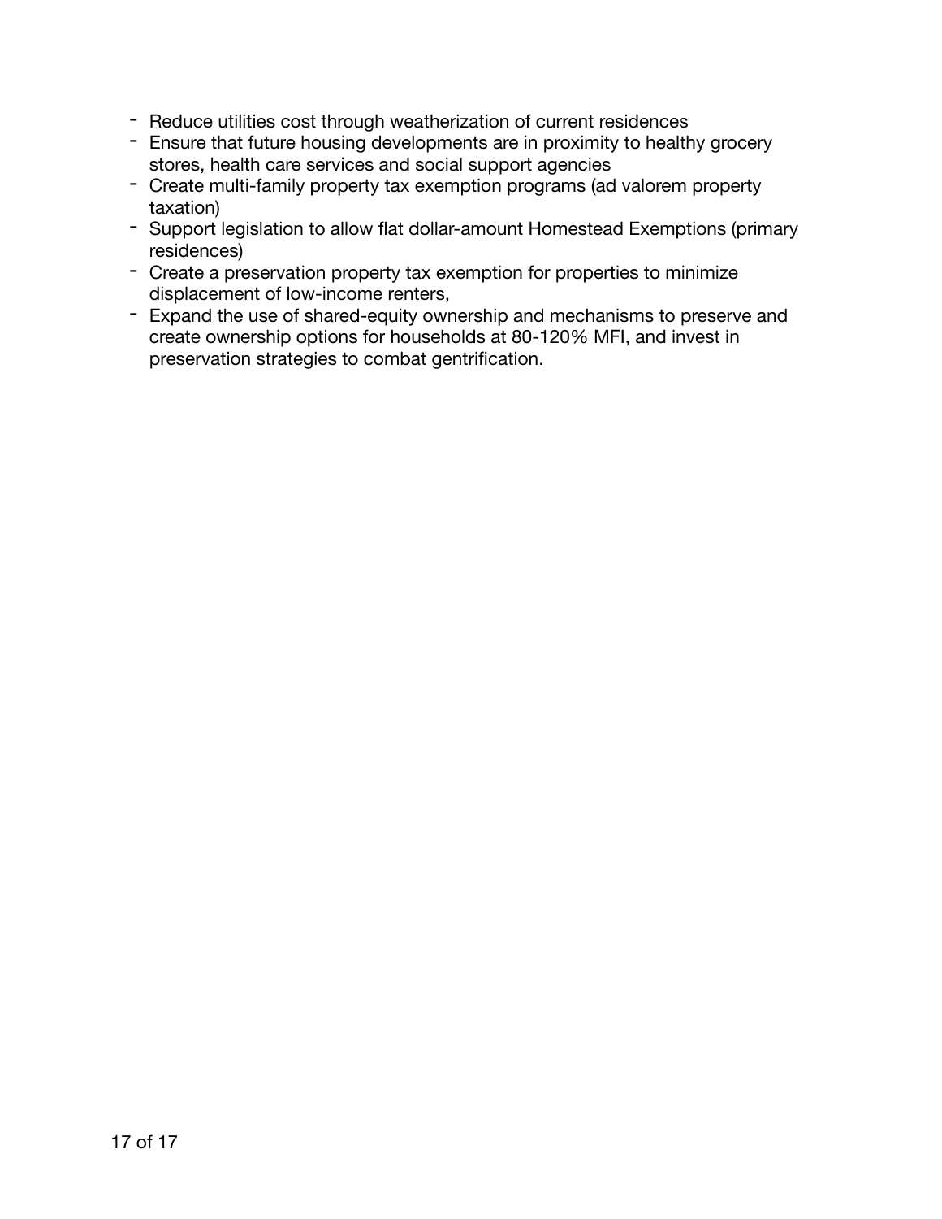- Reduce utilities cost through weatherization of current residences
- Ensure that future housing developments are in proximity to healthy grocery stores, health care services and social support agencies
- Create multi-family property tax exemption programs (ad valorem property taxation)
- Support legislation to allow flat dollar-amount Homestead Exemptions (primary residences)
- Create a preservation property tax exemption for properties to minimize displacement of low-income renters,
- Expand the use of shared-equity ownership and mechanisms to preserve and create ownership options for households at 80-120% MFI, and invest in preservation strategies to combat gentrification.